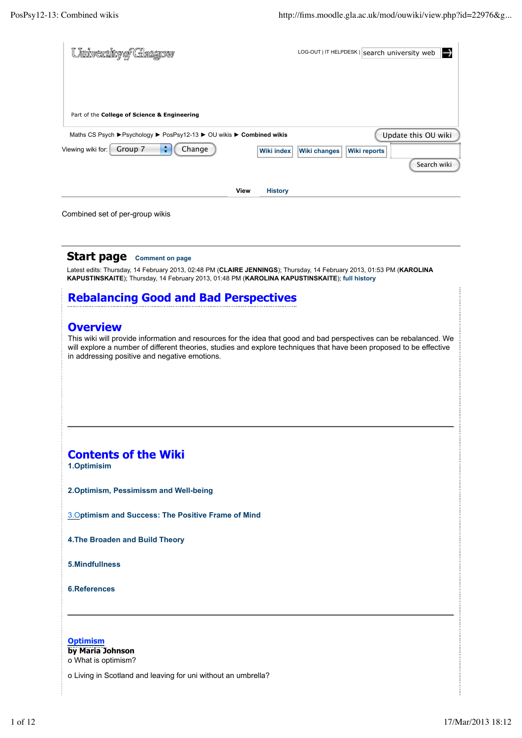Combined set of per-group wikis

## Start page

Latest edits: Thursday, 14 February 2013, 02:48 PM (**CLAIRE JENNINGS**); Thursday, 14 February 2013, 01:53 PM (**KAROLINA KAPUSTINSKAITE**); Thursday, 14 February 2013, 01:48 PM (**KAROLINA KAPUSTINSKAITE**); full history

# Rebalancing Good and Bad Perspectives

## Overview

This wiki will provide information and resources for the idea that good and bad perspectives can be rebalanced. We will explore a number of different theories, studies and explore techniques that have been proposed to be effective in addressing positive and negative emotions.

---

## Contents of the Wiki

**1.Optimisim**

**2.Optimism, Pessimissm and Well-being**

**3.Optimism and Success: The Positive Frame of Mind**

**4.The Broaden and Build Theory**

**5.Mindfullness**

**6.References**

---

**Optimism**

**by Maria Johnson**

o What is optimism?

o Living in Scotland and leaving for uni without an umbrella?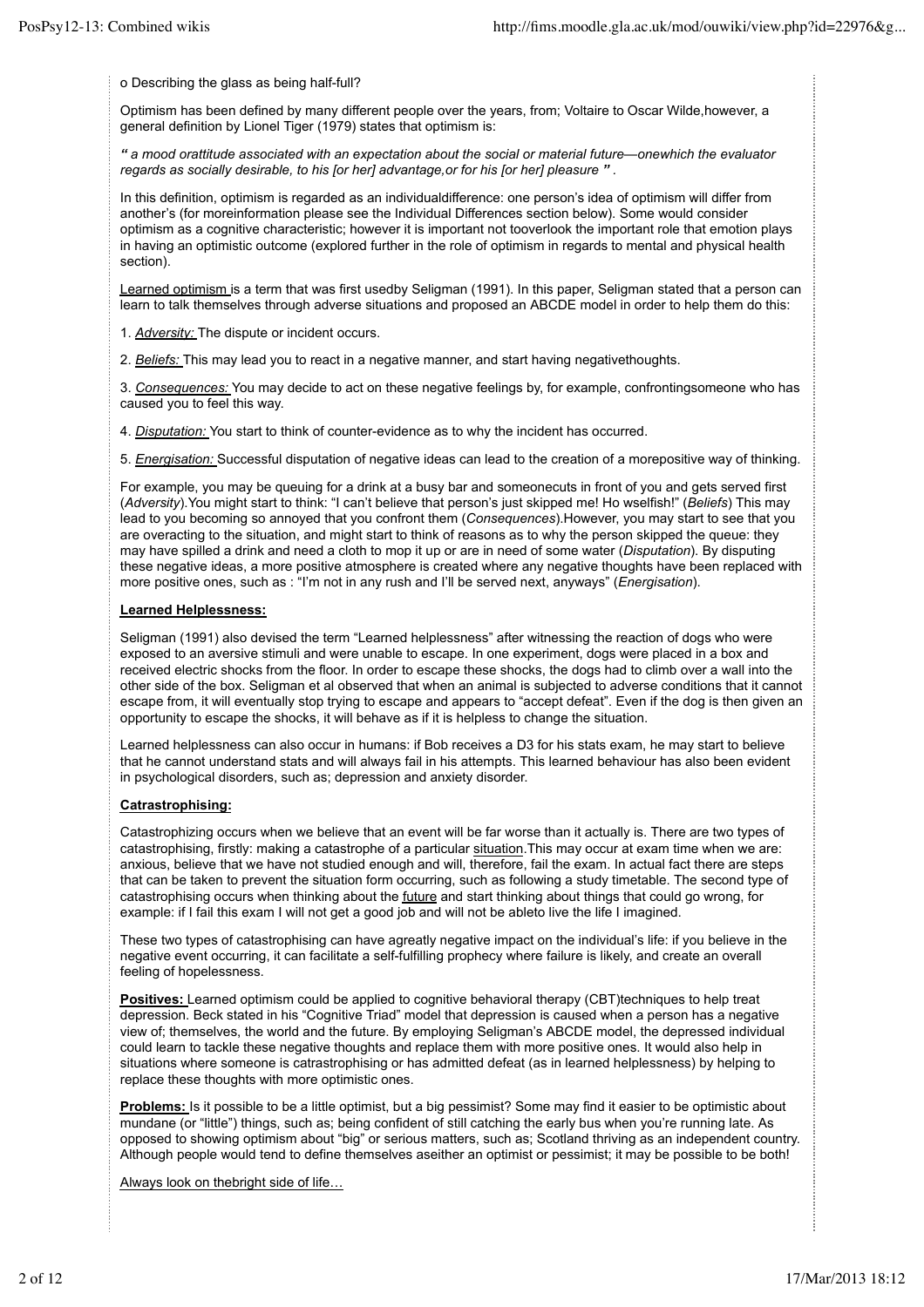o Describing the glass as being half-full?

Optimism has been defined by many different people over the years, from; Voltaire to Oscar Wilde,however, a general definition by Lionel Tiger (1979) states that optimism is:

*" a mood orattitude associated with an expectation about the social or material future—onewhich the evaluator regards as socially desirable, to his [or her] advantage,or for his [or her] pleasure "* .

In this definition, optimism is regarded as an individualdifference: one person's idea of optimism will differ from another's (for moreinformation please see the Individual Differences section below). Some would consider optimism as a cognitive characteristic; however it is important not tooverlook the important role that emotion plays in having an optimistic outcome (explored further in the role of optimism in regards to mental and physical health section).

Learned optimism is a term that was first usedby Seligman (1991). In this paper, Seligman stated that a person can learn to talk themselves through adverse situations and proposed an ABCDE model in order to help them do this:

1. *Adversity:* The dispute or incident occurs.

2. *Beliefs:* This may lead you to react in a negative manner, and start having negativethoughts.

3. *Consequences:* You may decide to act on these negative feelings by, for example, confrontingsomeone who has caused you to feel this way.

4. *Disputation:* You start to think of counter-evidence as to why the incident has occurred.

5. *Energisation:* Successful disputation of negative ideas can lead to the creation of a morepositive way of thinking.

For example, you may be queuing for a drink at a busy bar and someonecuts in front of you and gets served first (*Adversity*).You might start to think: "I can't believe that person's just skipped me! Ho wselfish!" (*Beliefs*) This may lead to you becoming so annoyed that you confront them (*Consequences*).However, you may start to see that you are overacting to the situation, and might start to think of reasons as to why the person skipped the queue: they may have spilled a drink and need a cloth to mop it up or are in need of some water (*Disputation*). By disputing these negative ideas, a more positive atmosphere is created where any negative thoughts have been replaced with more positive ones, such as : "I'm not in any rush and I'll be served next, anyways" (*Energisation*).

**Learned Helplessness:**

Seligman (1991) also devised the term "Learned helplessness" after witnessing the reaction of dogs who were exposed to an aversive stimuli and were unable to escape. In one experiment, dogs were placed in a box and received electric shocks from the floor. In order to escape these shocks, the dogs had to climb over a wall into the other side of the box. Seligman et al observed that when an animal is subjected to adverse conditions that it cannot escape from, it will eventually stop trying to escape and appears to "accept defeat". Even if the dog is then given an opportunity to escape the shocks, it will behave as if it is helpless to change the situation.

Learned helplessness can also occur in humans: if Bob receives a D3 for his stats exam, he may start to believe that he cannot understand stats and will always fail in his attempts. This learned behaviour has also been evident in psychological disorders, such as; depression and anxiety disorder.

**Catastrophising:**

Catastrophizing occurs when we believe that an event will be far worse than it actually is. There are two types of catastrophising, firstly: making a catastrophe of a particular situation.This may occur at exam time when we are: anxious, believe that we have not studied enough and will, therefore, fail the exam. In actual fact there are steps that can be taken to prevent the situation form occurring, such as following a study timetable. The second type of catastrophising occurs when thinking about the future and start thinking about things that could go wrong, for example: if I fail this exam I will not get a good job and will not be ableto live the life I imagined.

These two types of catastrophising can have agreatly negative impact on the individual's life: if you believe in the negative event occurring, it can facilitate a self-fulfilling prophecy where failure is likely, and create an overall feeling of hopelessness.

**Positives:** Learned optimism could be applied to cognitive behavioral therapy (CBT)techniques to help treat depression. Beck stated in his "Cognitive Triad" model that depression is caused when a person has a negative view of; themselves, the world and the future. By employing Seligman's ABCDE model, the depressed individual could learn to tackle these negative thoughts and replace them with more positive ones. It would also help in situations where someone is catrastrophising or has admitted defeat (as in learned helplessness) by helping to replace these thoughts with more optimistic ones.

**Problems:** Is it possible to be a little optimist, but a big pessimist? Some may find it easier to be optimistic about mundane (or "little") things, such as; being confident of still catching the early bus when you're running late. As opposed to showing optimism about "big" or serious matters, such as; Scotland thriving as an independent country. Although people would tend to define themselves aseither an optimist or pessimist; it may be possible to be both!

Always look on thebright side of life…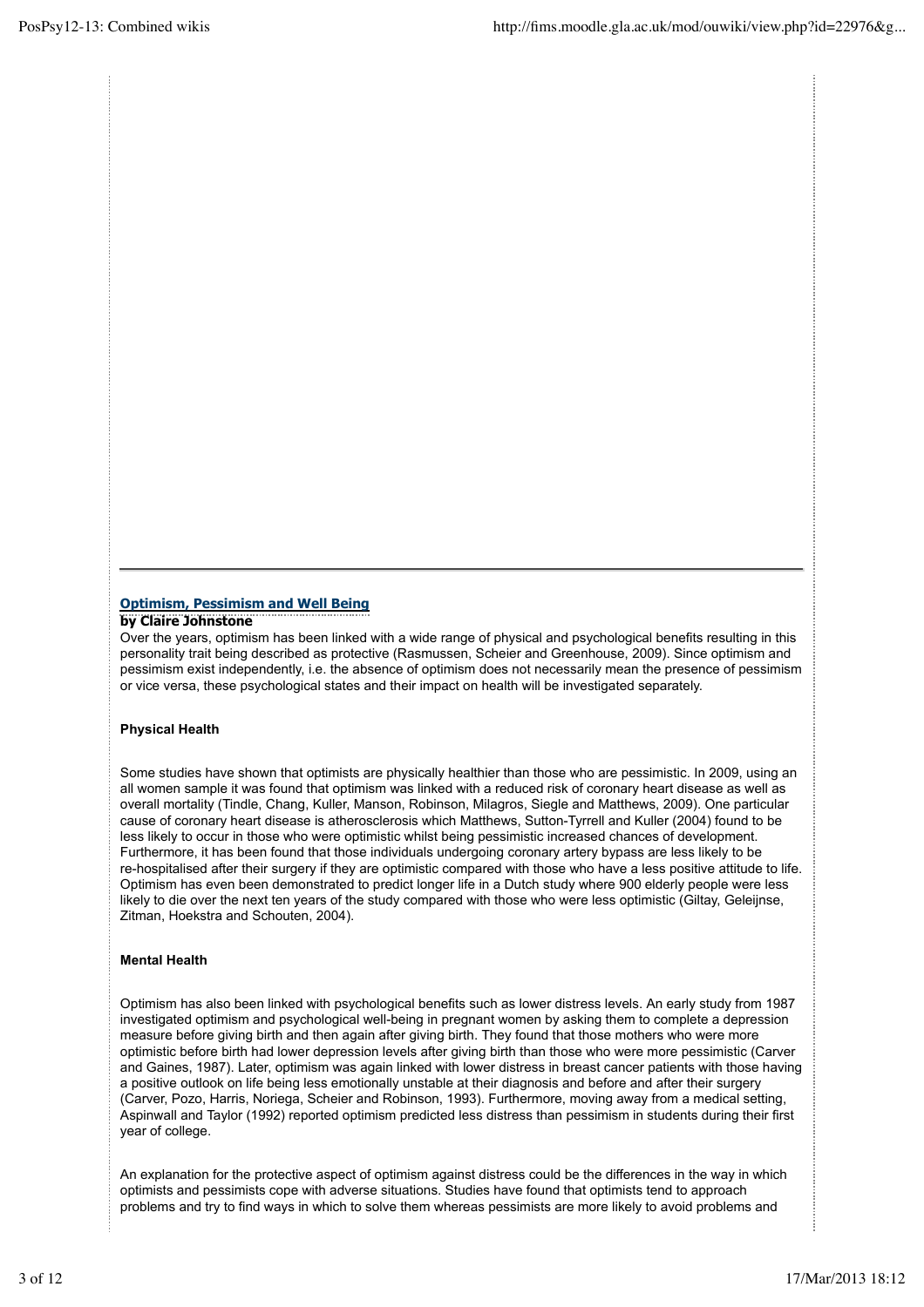## Optimism, Pessimism and Well Being

**by Claire Johnstone**

Over the years, optimism has been linked with a wide range of physical and psychological benefits resulting in this personality trait being described as protective (Rasmussen, Scheier and Greenhouse, 2009). Since optimism and pessimism exist independently, i.e. the absence of optimism does not necessarily mean the presence of pessimism or vice versa, these psychological states and their impact on health will be investigated separately.

**Physical Health**

Some studies have shown that optimists are physically healthier than those who are pessimistic. In 2009, using an all women sample it was found that optimism was linked with a reduced risk of coronary heart disease as well as overall mortality (Tindle, Chang, Kuller, Manson, Robinson, Milagros, Siegle and Matthews, 2009). One particular cause of coronary heart disease is atherosclerosis which Matthews, Sutton-Tyrrell and Kuller (2004) found to be less likely to occur in those who were optimistic whilst being pessimistic increased chances of development. Furthermore, it has been found that those individuals undergoing coronary artery bypass are less likely to be re-hospitalised after their surgery if they are optimistic compared with those who have a less positive attitude to life. Optimism has even been demonstrated to predict longer life in a Dutch study where 900 elderly people were less likely to die over the next ten years of the study compared with those who were less optimistic (Giltay, Geleijnse, Zitman, Hoekstra and Schouten, 2004).

**Mental Health**

Optimism has also been linked with psychological benefits such as lower distress levels. An early study from 1987 investigated optimism and psychological well-being in pregnant women by asking them to complete a depression measure before giving birth and then again after giving birth. They found that those mothers who were more optimistic before birth had lower depression levels after giving birth than those who were more pessimistic (Carver and Gaines, 1987). Later, optimism was again linked with lower distress in breast cancer patients with those having a positive outlook on life being less emotionally unstable at their diagnosis and before and after their surgery (Carver, Pozo, Harris, Noriega, Scheier and Robinson, 1993). Furthermore, moving away from a medical setting, Aspinwall and Taylor (1992) reported optimism predicted less distress than pessimism in students during their first year of college.

An explanation for the protective aspect of optimism against distress could be the differences in the way in which optimists and pessimists cope with adverse situations. Studies have found that optimists tend to approach problems and try to find ways in which to solve them whereas pessimists are more likely to avoid problems and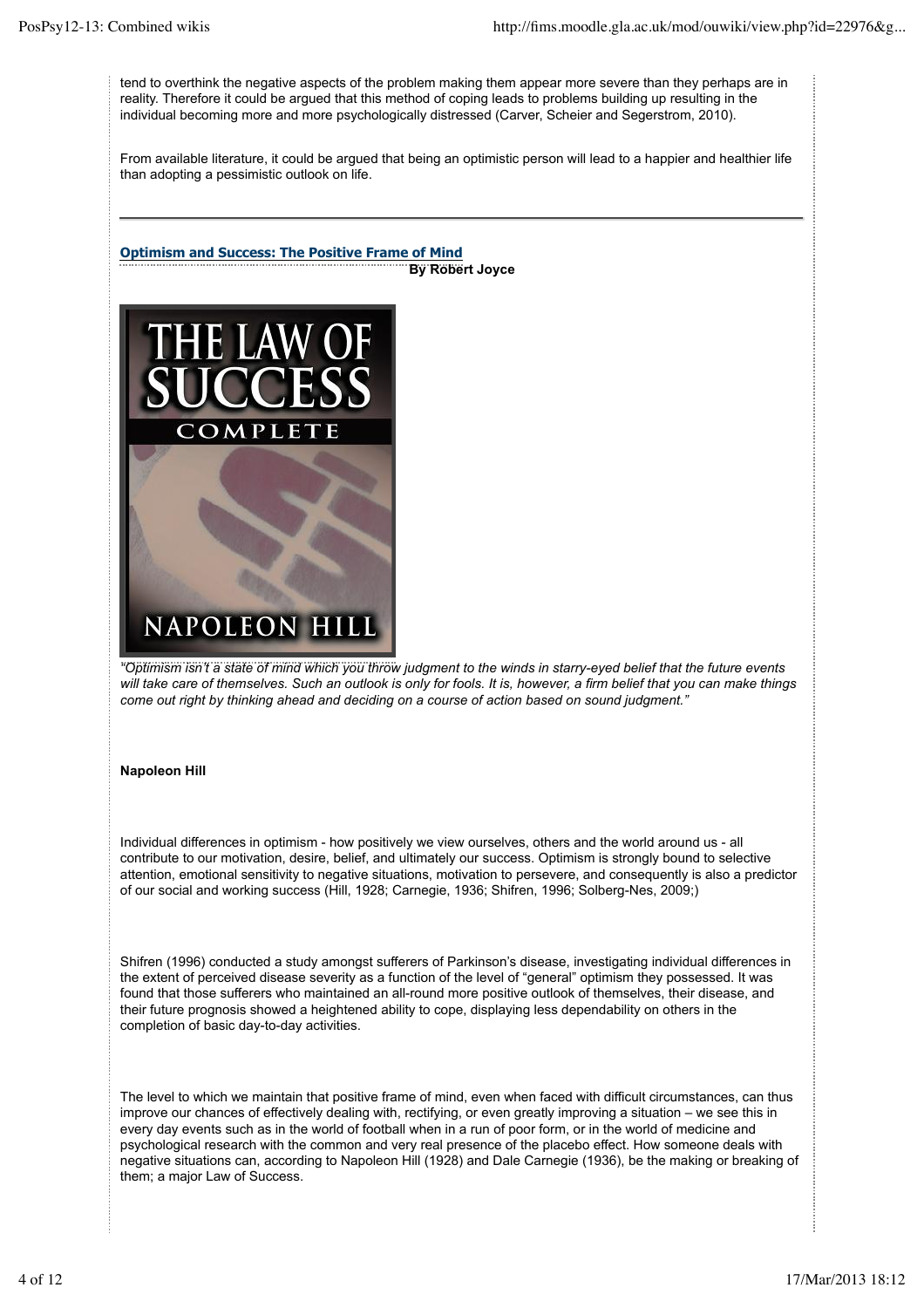tend to overthink the negative aspects of the problem making them appear more severe than they perhaps are in reality. Therefore it could be argued that this method of coping leads to problems building up resulting in the individual becoming more and more psychologically distressed (Carver, Scheier and Segerstrom, 2010).

From available literature, it could be argued that being an optimistic person will lead to a happier and healthier life than adopting a pessimistic outlook on life.

---

## Optimism and Success: The Positive Frame of Mind

**By Robert Joyce**

*"Optimism isn't a state of mind which you throw judgment to the winds in starry-eyed belief that the future events will take care of themselves. Such an outlook is only for fools. It is, however, a firm belief that you can make things come out right by thinking ahead and deciding on a course of action based on sound judgment."*

**Napoleon Hill**

Individual differences in optimism - how positively we view ourselves, others and the world around us - all contribute to our motivation, desire, belief, and ultimately our success. Optimism is strongly bound to selective attention, emotional sensitivity to negative situations, motivation to persevere, and consequently is also a predictor of our social and working success (Hill, 1928; Carnegie, 1936; Shifren, 1996; Solberg-Nes, 2009;)

Shifren (1996) conducted a study amongst sufferers of Parkinson's disease, investigating individual differences in the extent of perceived disease severity as a function of the level of "general" optimism they possessed. It was found that those sufferers who maintained an all-round more positive outlook of themselves, their disease, and their future prognosis showed a heightened ability to cope, displaying less dependability on others in the completion of basic day-to-day activities.

The level to which we maintain that positive frame of mind, even when faced with difficult circumstances, can thus improve our chances of effectively dealing with, rectifying, or even greatly improving a situation – we see this in every day events such as in the world of football when in a run of poor form, or in the world of medicine and psychological research with the common and very real presence of the placebo effect. How someone deals with negative situations can, according to Napoleon Hill (1928) and Dale Carnegie (1936), be the making or breaking of them; a major Law of Success.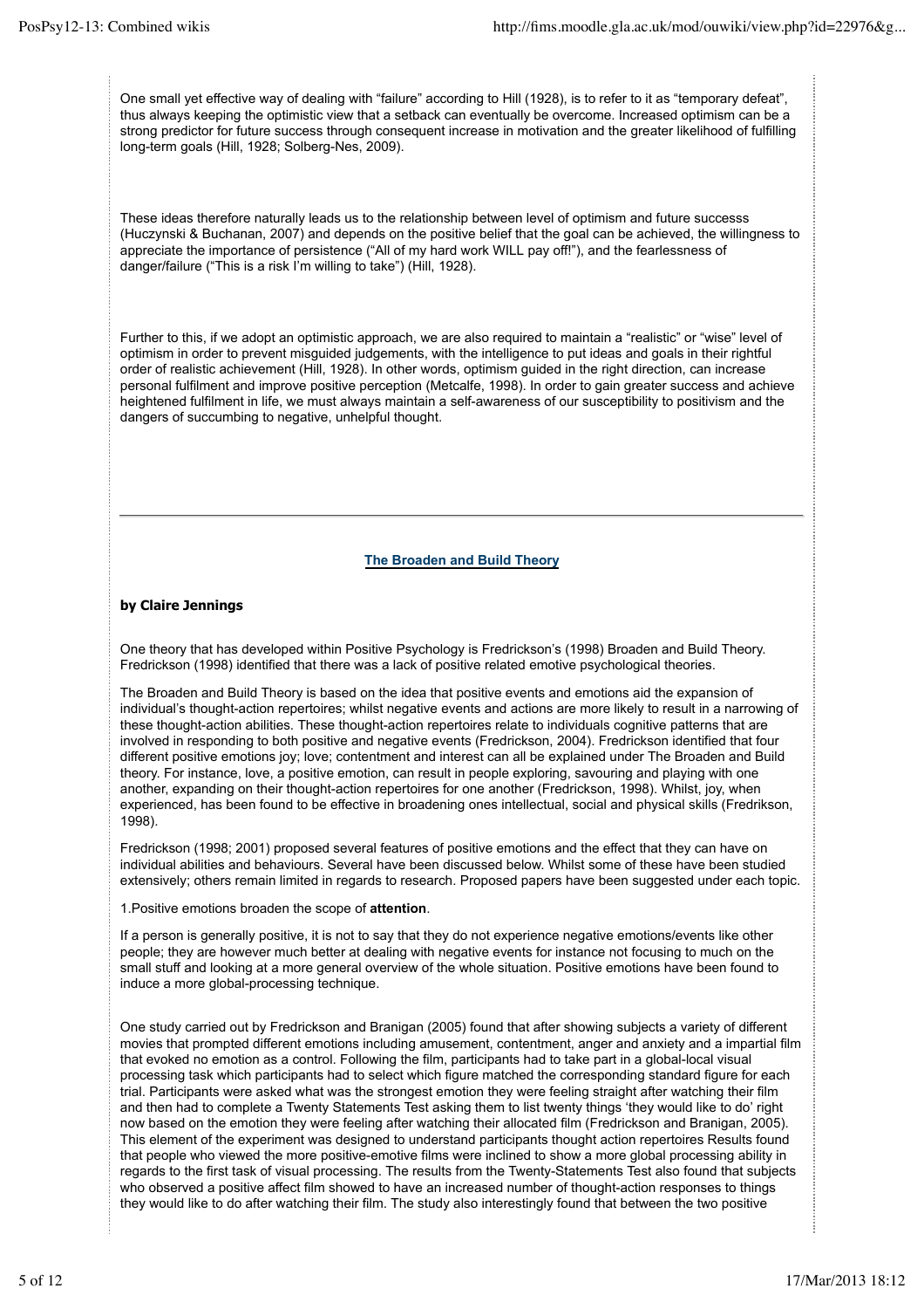One small yet effective way of dealing with "failure" according to Hill (1928), is to refer to it as "temporary defeat", thus always keeping the optimistic view that a setback can eventually be overcome. Increased optimism can be a strong predictor for future success through consequent increase in motivation and the greater likelihood of fulfilling long-term goals (Hill, 1928; Solberg-Nes, 2009).

These ideas therefore naturally leads us to the relationship between level of optimism and future successs (Huczynski & Buchanan, 2007) and depends on the positive belief that the goal can be achieved, the willingness to appreciate the importance of persistence ("All of my hard work WILL pay off!"), and the fearlessness of danger/failure ("This is a risk I'm willing to take") (Hill, 1928).

Further to this, if we adopt an optimistic approach, we are also required to maintain a "realistic" or "wise" level of optimism in order to prevent misguided judgements, with the intelligence to put ideas and goals in their rightful order of realistic achievement (Hill, 1928). In other words, optimism guided in the right direction, can increase personal fulfilment and improve positive perception (Metcalfe, 1998). In order to gain greater success and achieve heightened fulfilment in life, we must always maintain a self-awareness of our susceptibility to positivism and the dangers of succumbing to negative, unhelpful thought.

---

## The Broaden and Build Theory

**by Claire Jennings**

One theory that has developed within Positive Psychology is Fredrickson's (1998) Broaden and Build Theory. Fredrickson (1998) identified that there was a lack of positive related emotive psychological theories.

The Broaden and Build Theory is based on the idea that positive events and emotions aid the expansion of individual's thought-action repertoires; whilst negative events and actions are more likely to result in a narrowing of these thought-action abilities. These thought-action repertoires relate to individuals cognitive patterns that are involved in responding to both positive and negative events (Fredrickson, 2004). Fredrickson identified that four different positive emotions joy; love; contentment and interest can all be explained under The Broaden and Build theory. For instance, love, a positive emotion, can result in people exploring, savouring and playing with one another, expanding on their thought-action repertoires for one another (Fredrickson, 1998). Whilst, joy, when experienced, has been found to be effective in broadening ones intellectual, social and physical skills (Fredrikson, 1998).

Fredrickson (1998; 2001) proposed several features of positive emotions and the effect that they can have on individual abilities and behaviours. Several have been discussed below. Whilst some of these have been studied extensively; others remain limited in regards to research. Proposed papers have been suggested under each topic.

1.Positive emotions broaden the scope of **attention**.

If a person is generally positive, it is not to say that they do not experience negative emotions/events like other people; they are however much better at dealing with negative events for instance not focusing to much on the small stuff and looking at a more general overview of the whole situation. Positive emotions have been found to induce a more global-processing technique.

One study carried out by Fredrickson and Branigan (2005) found that after showing subjects a variety of different movies that prompted different emotions including amusement, contentment, anger and anxiety and a impartial film that evoked no emotion as a control. Following the film, participants had to take part in a global-local visual processing task which participants had to select which figure matched the corresponding standard figure for each trial. Participants were asked what was the strongest emotion they were feeling straight after watching their film and then had to complete a Twenty Statements Test asking them to list twenty things 'they would like to do' right now based on the emotion they were feeling after watching their allocated film (Fredrickson and Branigan, 2005). This element of the experiment was designed to understand participants thought action repertoires Results found that people who viewed the more positive-emotive films were inclined to show a more global processing ability in regards to the first task of visual processing. The results from the Twenty-Statements Test also found that subjects who observed a positive affect film showed to have an increased number of thought-action responses to things they would like to do after watching their film. The study also interestingly found that between the two positive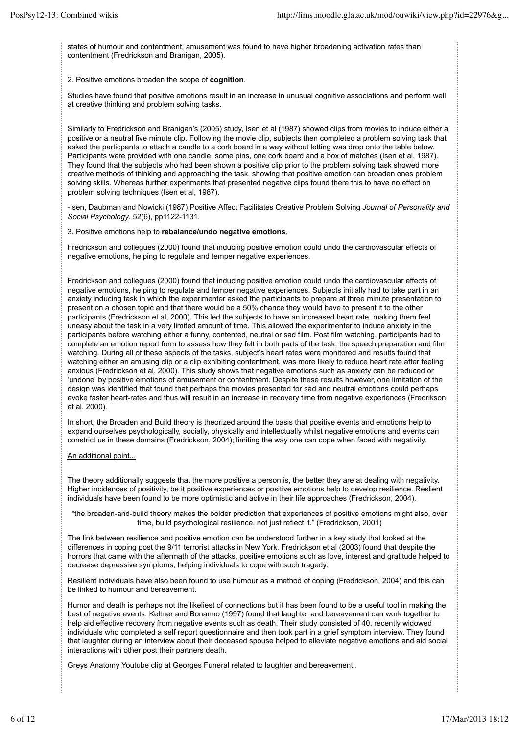states of humour and contentment, amusement was found to have higher broadening activation rates than contentment (Fredrickson and Branigan, 2005).

2. Positive emotions broaden the scope of **cognition**.

Studies have found that positive emotions result in an increase in unusual cognitive associations and perform well at creative thinking and problem solving tasks.

Similarly to Fredrickson and Branigan's (2005) study, Isen et al (1987) showed clips from movies to induce either a positive or a neutral five minute clip. Following the movie clip, subjects then completed a problem solving task that asked the particpants to attach a candle to a cork board in a way without letting was drop onto the table below. Participants were provided with one candle, some pins, one cork board and a box of matches (Isen et al, 1987). They found that the subjects who had been shown a positive clip prior to the problem solving task showed more creative methods of thinking and approaching the task, showing that positive emotion can broaden ones problem solving skills. Whereas further experiments that presented negative clips found there this to have no effect on problem solving techniques (Isen et al, 1987).

-Isen, Daubman and Nowicki (1987) Positive Affect Facilitates Creative Problem Solving *Journal of Personality and Social Psychology*. 52(6), pp1122-1131.

3. Positive emotions help to **rebalance/undo negative emotions**.

Fredrickson and collegues (2000) found that inducing positive emotion could undo the cardiovascular effects of negative emotions, helping to regulate and temper negative experiences.

Fredrickson and collegues (2000) found that inducing positive emotion could undo the cardiovascular effects of negative emotions, helping to regulate and temper negative experiences. Subjects initially had to take part in an anxiety inducing task in which the experimenter asked the participants to prepare at three minute presentation to present on a chosen topic and that there would be a 50% chance they would have to present it to the other participants (Fredrickson et al, 2000). This led the subjects to have an increased heart rate, making them feel uneasy about the task in a very limited amount of time. This allowed the experimenter to induce anxiety in the participants before watching either a funny, contented, neutral or sad film. Post film watching, participants had to complete an emotion report form to assess how they felt in both parts of the task; the speech preparation and film watching. During all of these aspects of the tasks, subject's heart rates were monitored and results found that watching either an amusing clip or a clip exhibiting contentment, was more likely to reduce heart rate after feeling anxious (Fredrickson et al, 2000). This study shows that negative emotions such as anxiety can be reduced or 'undone' by positive emotions of amusement or contentment. Despite these results however, one limitation of the design was identified that found that perhaps the movies presented for sad and neutral emotions could perhaps evoke faster heart-rates and thus will result in an increase in recovery time from negative experiences (Fredrikson et al, 2000).

In short, the Broaden and Build theory is theorized around the basis that positive events and emotions help to expand ourselves psychologically, socially, physically and intellectually whilst negative emotions and events can constrict us in these domains (Fredrickson, 2004); limiting the way one can cope when faced with negativity.

An additional point...

The theory additionally suggests that the more positive a person is, the better they are at dealing with negativity. Higher incidences of positivity, be it positive experiences or positive emotions help to develop resilience. Reslient individuals have been found to be more optimistic and active in their life approaches (Fredrickson, 2004).

> "the broaden-and-build theory makes the bolder prediction that experiences of positive emotions might also, over time, build psychological resilience, not just reflect it." (Fredrickson, 2001)

The link between resilience and positive emotion can be understood further in a key study that looked at the differences in coping post the 9/11 terrorist attacks in New York. Fredrickson et al (2003) found that despite the horrors that came with the aftermath of the attacks, positive emotions such as love, interest and gratitude helped to decrease depressive symptoms, helping individuals to cope with such tragedy.

Resilient individuals have also been found to use humour as a method of coping (Fredrickson, 2004) and this can be linked to humour and bereavement.

Humor and death is perhaps not the likeliest of connections but it has been found to be a useful tool in making the best of negative events. Keltner and Bonanno (1997) found that laughter and bereavement can work together to help aid effective recovery from negative events such as death. Their study consisted of 40, recently widowed individuals who completed a self report questionnaire and then took part in a grief symptom interview. They found that laughter during an interview about their deceased spouse helped to alleviate negative emotions and aid social interactions with other post their partners death.

Greys Anatomy Youtube clip at Georges Funeral related to laughter and bereavement .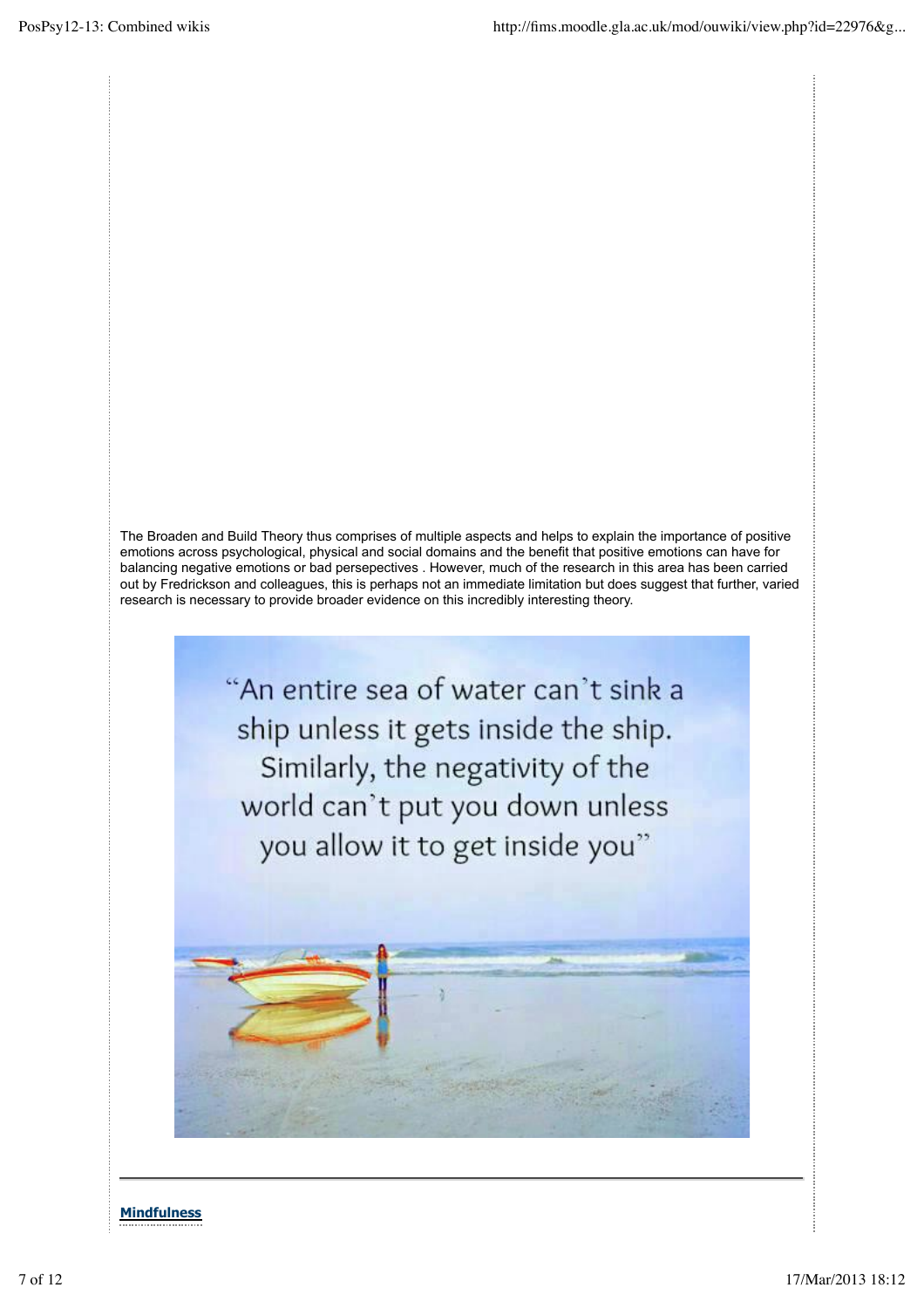The Broaden and Build Theory thus comprises of multiple aspects and helps to explain the importance of positive emotions across psychological, physical and social domains and the benefit that positive emotions can have for balancing negative emotions or bad persepectives . However, much of the research in this area has been carried out by Fredrickson and colleagues, this is perhaps not an immediate limitation but does suggest that further, varied research is necessary to provide broader evidence on this incredibly interesting theory.

"An entire sea of water can't sink a ship unless it gets inside the ship. Similarly, the negativity of the world can't put you down unless you allow it to get inside you"

---

## Mindfulness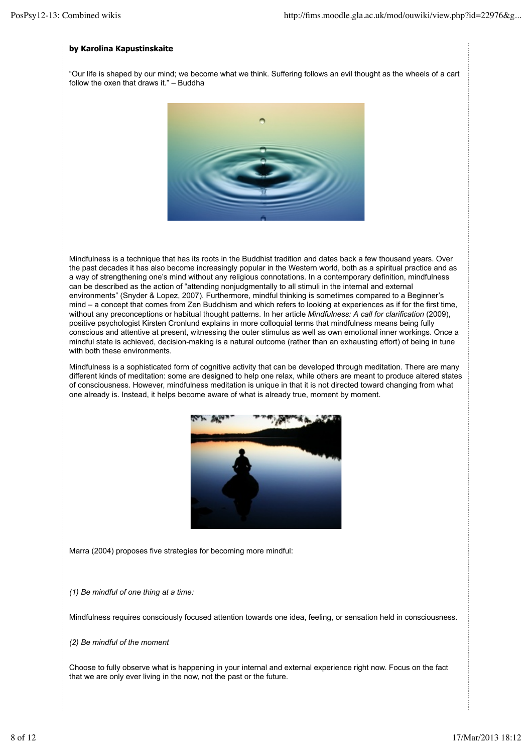**by Karolina Kapustinskaite**

"Our life is shaped by our mind; we become what we think. Suffering follows an evil thought as the wheels of a cart follow the oxen that draws it." – Buddha

Mindfulness is a technique that has its roots in the Buddhist tradition and dates back a few thousand years. Over the past decades it has also become increasingly popular in the Western world, both as a spiritual practice and as a way of strengthening one's mind without any religious connotations. In a contemporary definition, mindfulness can be described as the action of "attending nonjudgmentally to all stimuli in the internal and external environments" (Snyder & Lopez, 2007). Furthermore, mindful thinking is sometimes compared to a Beginner's mind – a concept that comes from Zen Buddhism and which refers to looking at experiences as if for the first time, without any preconceptions or habitual thought patterns. In her article *Mindfulness: A call for clarification* (2009), positive psychologist Kirsten Cronlund explains in more colloquial terms that mindfulness means being fully conscious and attentive at present, witnessing the outer stimulus as well as own emotional inner workings. Once a mindful state is achieved, decision-making is a natural outcome (rather than an exhausting effort) of being in tune with both these environments.

Mindfulness is a sophisticated form of cognitive activity that can be developed through meditation. There are many different kinds of meditation: some are designed to help one relax, while others are meant to produce altered states of consciousness. However, mindfulness meditation is unique in that it is not directed toward changing from what one already is. Instead, it helps become aware of what is already true, moment by moment.

Marra (2004) proposes five strategies for becoming more mindful:

*(1) Be mindful of one thing at a time:*

Mindfulness requires consciously focused attention towards one idea, feeling, or sensation held in consciousness.

*(2) Be mindful of the moment*

Choose to fully observe what is happening in your internal and external experience right now. Focus on the fact that we are only ever living in the now, not the past or the future.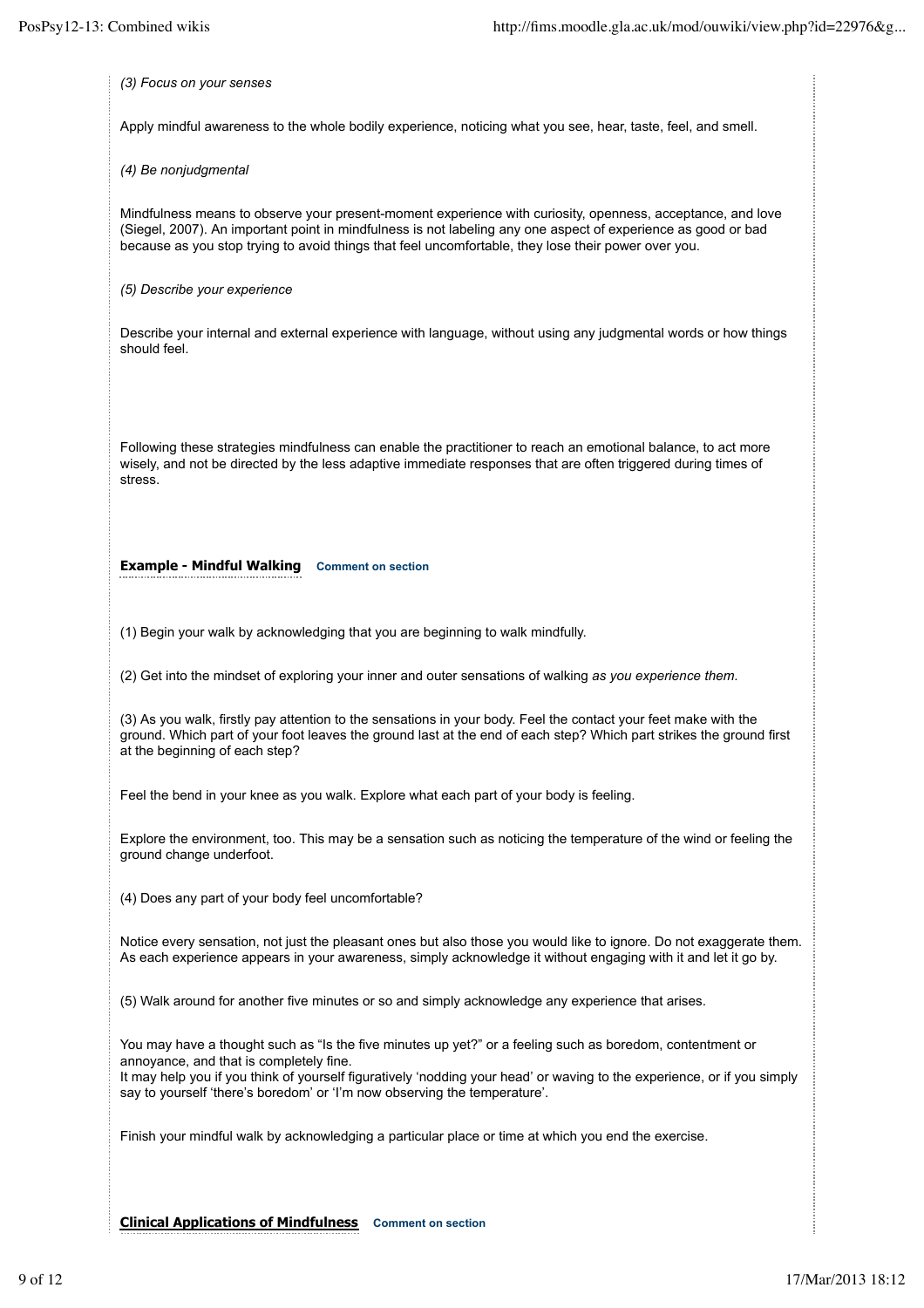*(3) Focus on your senses*

Apply mindful awareness to the whole bodily experience, noticing what you see, hear, taste, feel, and smell.

*(4) Be nonjudgmental*

Mindfulness means to observe your present-moment experience with curiosity, openness, acceptance, and love (Siegel, 2007). An important point in mindfulness is not labeling any one aspect of experience as good or bad because as you stop trying to avoid things that feel uncomfortable, they lose their power over you.

*(5) Describe your experience*

Describe your internal and external experience with language, without using any judgmental words or how things should feel.

Following these strategies mindfulness can enable the practitioner to reach an emotional balance, to act more wisely, and not be directed by the less adaptive immediate responses that are often triggered during times of stress.

## Example - Mindful Walking

Comment on section

(1) Begin your walk by acknowledging that you are beginning to walk mindfully.

(2) Get into the mindset of exploring your inner and outer sensations of walking *as you experience them*.

(3) As you walk, firstly pay attention to the sensations in your body. Feel the contact your feet make with the ground. Which part of your foot leaves the ground last at the end of each step? Which part strikes the ground first at the beginning of each step?

Feel the bend in your knee as you walk. Explore what each part of your body is feeling.

Explore the environment, too. This may be a sensation such as noticing the temperature of the wind or feeling the ground change underfoot.

(4) Does any part of your body feel uncomfortable?

Notice every sensation, not just the pleasant ones but also those you would like to ignore. Do not exaggerate them. As each experience appears in your awareness, simply acknowledge it without engaging with it and let it go by.

(5) Walk around for another five minutes or so and simply acknowledge any experience that arises.

You may have a thought such as "Is the five minutes up yet?" or a feeling such as boredom, contentment or annoyance, and that is completely fine.
It may help you if you think of yourself figuratively 'nodding your head' or waving to the experience, or if you simply say to yourself 'there's boredom' or 'I'm now observing the temperature'.

Finish your mindful walk by acknowledging a particular place or time at which you end the exercise.

## Clinical Applications of Mindfulness

Comment on section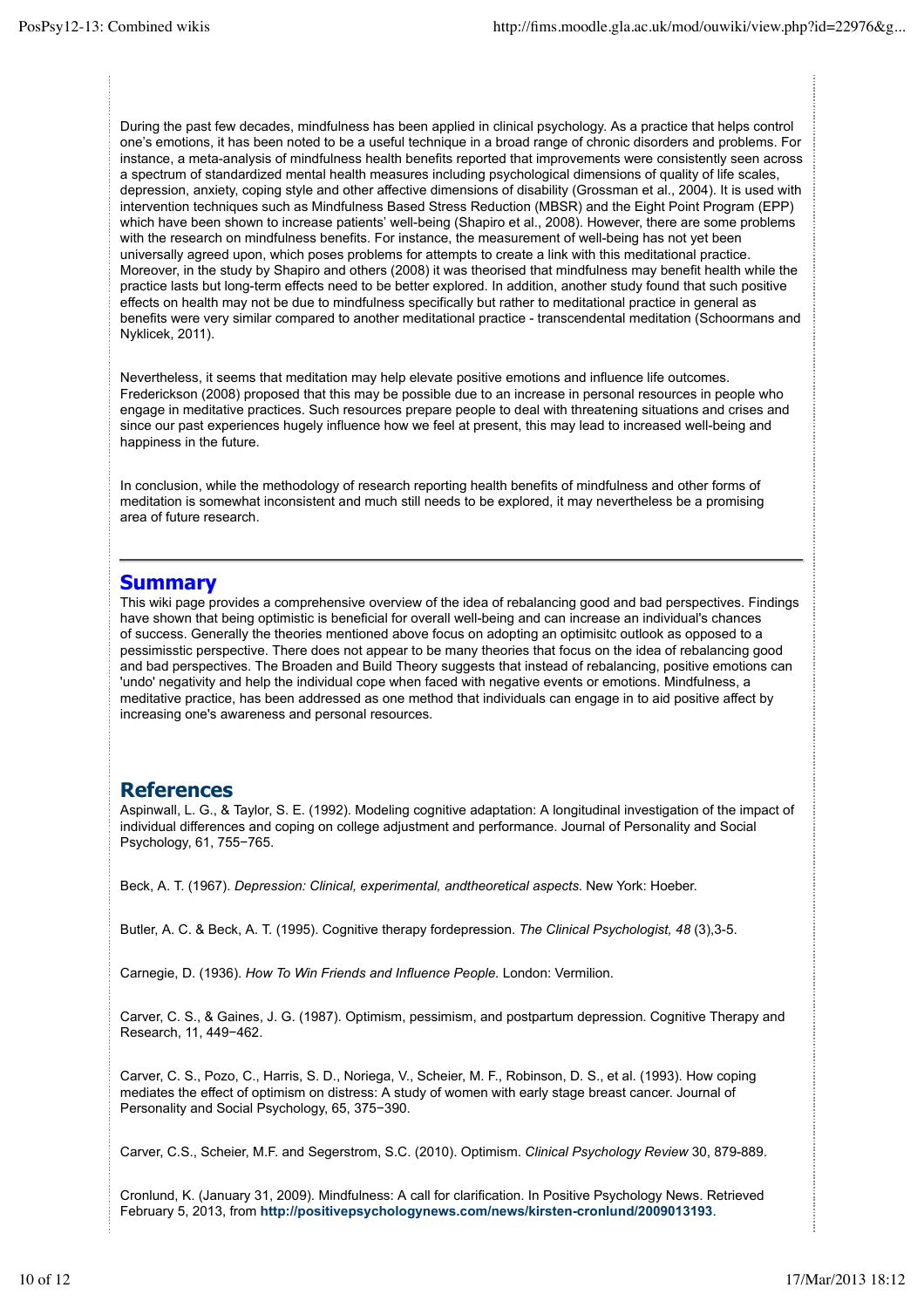During the past few decades, mindfulness has been applied in clinical psychology. As a practice that helps control one's emotions, it has been noted to be a useful technique in a broad range of chronic disorders and problems. For instance, a meta-analysis of mindfulness health benefits reported that improvements were consistently seen across a spectrum of standardized mental health measures including psychological dimensions of quality of life scales, depression, anxiety, coping style and other affective dimensions of disability (Grossman et al., 2004). It is used with intervention techniques such as Mindfulness Based Stress Reduction (MBSR) and the Eight Point Program (EPP) which have been shown to increase patients' well-being (Shapiro et al., 2008). However, there are some problems with the research on mindfulness benefits. For instance, the measurement of well-being has not yet been universally agreed upon, which poses problems for attempts to create a link with this meditational practice. Moreover, in the study by Shapiro and others (2008) it was theorised that mindfulness may benefit health while the practice lasts but long-term effects need to be better explored. In addition, another study found that such positive effects on health may not be due to mindfulness specifically but rather to meditational practice in general as benefits were very similar compared to another meditational practice - transcendental meditation (Schoormans and Nyklicek, 2011).

Nevertheless, it seems that meditation may help elevate positive emotions and influence life outcomes. Frederickson (2008) proposed that this may be possible due to an increase in personal resources in people who engage in meditative practices. Such resources prepare people to deal with threatening situations and crises and since our past experiences hugely influence how we feel at present, this may lead to increased well-being and happiness in the future.

In conclusion, while the methodology of research reporting health benefits of mindfulness and other forms of meditation is somewhat inconsistent and much still needs to be explored, it may nevertheless be a promising area of future research.

---

## Summary

This wiki page provides a comprehensive overview of the idea of rebalancing good and bad perspectives. Findings have shown that being optimistic is beneficial for overall well-being and can increase an individual's chances of success. Generally the theories mentioned above focus on adopting an optimisitc outlook as opposed to a pessimisstic perspective. There does not appear to be many theories that focus on the idea of rebalancing good and bad perspectives. The Broaden and Build Theory suggests that instead of rebalancing, positive emotions can 'undo' negativity and help the individual cope when faced with negative events or emotions. Mindfulness, a meditative practice, has been addressed as one method that individuals can engage in to aid positive affect by increasing one's awareness and personal resources.

## References

Aspinwall, L. G., & Taylor, S. E. (1992). Modeling cognitive adaptation: A longitudinal investigation of the impact of individual differences and coping on college adjustment and performance. Journal of Personality and Social Psychology, 61, 755−765.

Beck, A. T. (1967). *Depression: Clinical, experimental, andtheoretical aspects*. New York: Hoeber.

Butler, A. C. & Beck, A. T. (1995). Cognitive therapy fordepression. *The Clinical Psychologist, 48* (3),3-5.

Carnegie, D. (1936). *How To Win Friends and Influence People.* London: Vermilion.

Carver, C. S., & Gaines, J. G. (1987). Optimism, pessimism, and postpartum depression. Cognitive Therapy and Research, 11, 449−462.

Carver, C. S., Pozo, C., Harris, S. D., Noriega, V., Scheier, M. F., Robinson, D. S., et al. (1993). How coping mediates the effect of optimism on distress: A study of women with early stage breast cancer. Journal of Personality and Social Psychology, 65, 375−390.

Carver, C.S., Scheier, M.F. and Segerstrom, S.C. (2010). Optimism. *Clinical Psychology Review* 30, 879-889.

Cronlund, K. (January 31, 2009). Mindfulness: A call for clarification. In Positive Psychology News. Retrieved February 5, 2013, from **http://positivepsychologynews.com/news/kirsten-cronlund/2009013193**.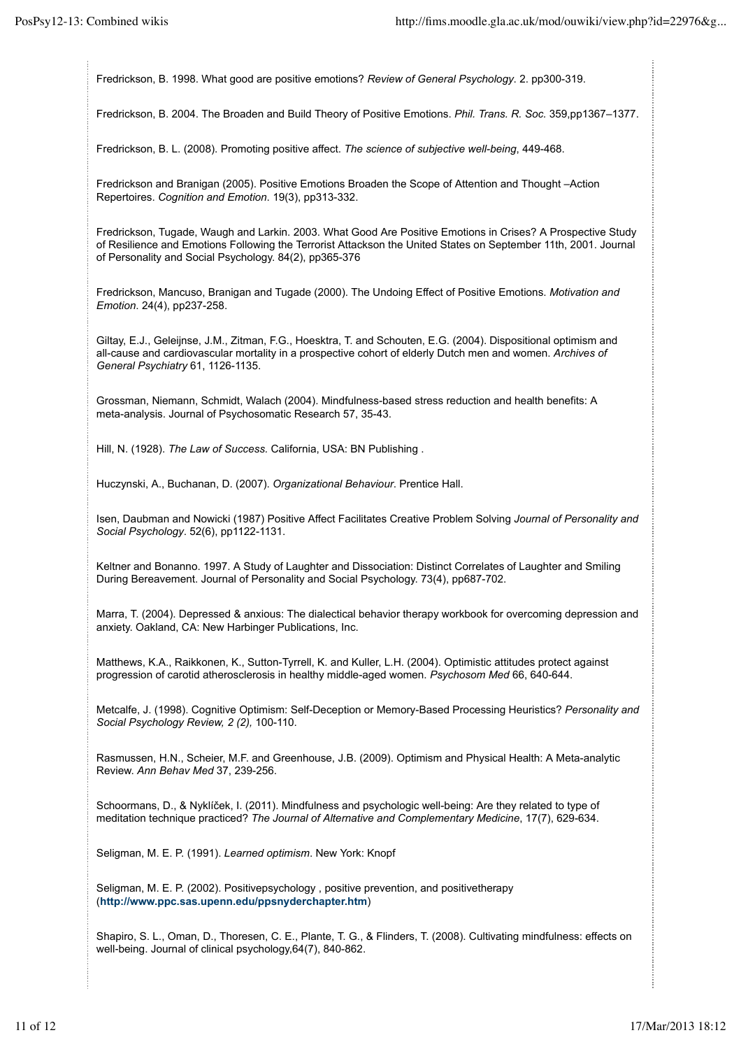Fredrickson, B. 1998. What good are positive emotions? *Review of General Psychology*. 2. pp300-319.

Fredrickson, B. 2004. The Broaden and Build Theory of Positive Emotions. *Phil. Trans. R. Soc.* 359,pp1367–1377.

Fredrickson, B. L. (2008). Promoting positive affect. *The science of subjective well-being*, 449-468.

Fredrickson and Branigan (2005). Positive Emotions Broaden the Scope of Attention and Thought –Action Repertoires. *Cognition and Emotion*. 19(3), pp313-332.

Fredrickson, Tugade, Waugh and Larkin. 2003. What Good Are Positive Emotions in Crises? A Prospective Study of Resilience and Emotions Following the Terrorist Attackson the United States on September 11th, 2001. Journal of Personality and Social Psychology. 84(2), pp365-376

Fredrickson, Mancuso, Branigan and Tugade (2000). The Undoing Effect of Positive Emotions. *Motivation and Emotion*. 24(4), pp237-258.

Giltay, E.J., Geleijnse, J.M., Zitman, F.G., Hoesktra, T. and Schouten, E.G. (2004). Dispositional optimism and all-cause and cardiovascular mortality in a prospective cohort of elderly Dutch men and women. *Archives of General Psychiatry* 61, 1126-1135.

Grossman, Niemann, Schmidt, Walach (2004). Mindfulness-based stress reduction and health benefits: A meta-analysis. Journal of Psychosomatic Research 57, 35-43.

Hill, N. (1928). *The Law of Success*. California, USA: BN Publishing .

Huczynski, A., Buchanan, D. (2007). *Organizational Behaviour*. Prentice Hall.

Isen, Daubman and Nowicki (1987) Positive Affect Facilitates Creative Problem Solving *Journal of Personality and Social Psychology*. 52(6), pp1122-1131.

Keltner and Bonanno. 1997. A Study of Laughter and Dissociation: Distinct Correlates of Laughter and Smiling During Bereavement. Journal of Personality and Social Psychology. 73(4), pp687-702.

Marra, T. (2004). Depressed & anxious: The dialectical behavior therapy workbook for overcoming depression and anxiety. Oakland, CA: New Harbinger Publications, Inc.

Matthews, K.A., Raikkonen, K., Sutton-Tyrrell, K. and Kuller, L.H. (2004). Optimistic attitudes protect against progression of carotid atherosclerosis in healthy middle-aged women. *Psychosom Med* 66, 640-644.

Metcalfe, J. (1998). Cognitive Optimism: Self-Deception or Memory-Based Processing Heuristics? *Personality and Social Psychology Review, 2 (2),* 100-110.

Rasmussen, H.N., Scheier, M.F. and Greenhouse, J.B. (2009). Optimism and Physical Health: A Meta-analytic Review. *Ann Behav Med* 37, 239-256.

Schoormans, D., & Nyklíček, I. (2011). Mindfulness and psychologic well-being: Are they related to type of meditation technique practiced? *The Journal of Alternative and Complementary Medicine*, 17(7), 629-634.

Seligman, M. E. P. (1991). *Learned optimism*. New York: Knopf

Seligman, M. E. P. (2002). Positivepsychology , positive prevention, and positivetherapy (**http://www.ppc.sas.upenn.edu/ppsnyderchapter.htm**)

Shapiro, S. L., Oman, D., Thoresen, C. E., Plante, T. G., & Flinders, T. (2008). Cultivating mindfulness: effects on well-being. Journal of clinical psychology,64(7), 840-862.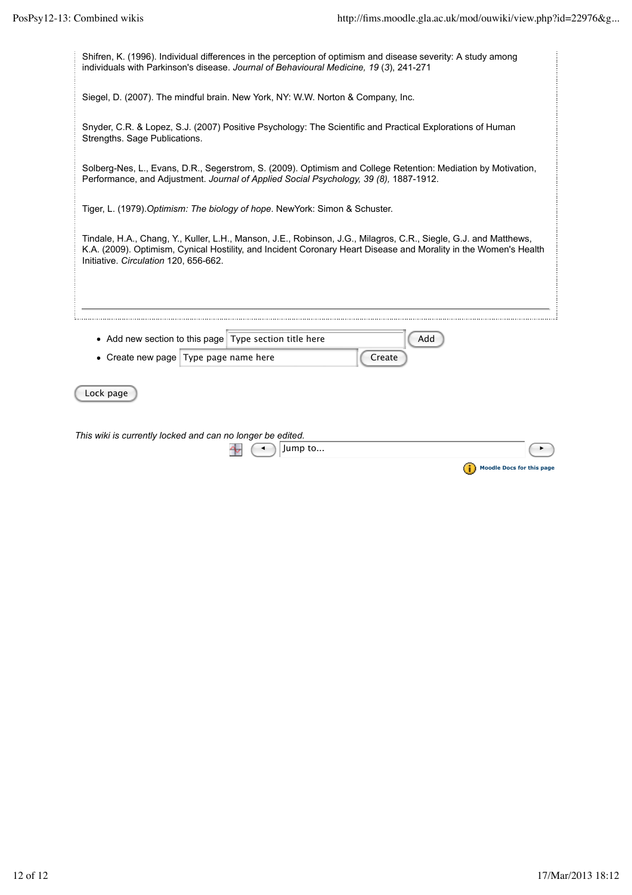Shifren, K. (1996). Individual differences in the perception of optimism and disease severity: A study among individuals with Parkinson's disease. *Journal of Behavioural Medicine, 19* (*3*), 241-271

Siegel, D. (2007). The mindful brain. New York, NY: W.W. Norton & Company, Inc.

Snyder, C.R. & Lopez, S.J. (2007) Positive Psychology: The Scientific and Practical Explorations of Human Strengths. Sage Publications.

Solberg-Nes, L., Evans, D.R., Segerstrom, S. (2009). Optimism and College Retention: Mediation by Motivation, Performance, and Adjustment. *Journal of Applied Social Psychology, 39 (8),* 1887-1912.

Tiger, L. (1979).*Optimism: The biology of hope*. NewYork: Simon & Schuster.

Tindale, H.A., Chang, Y., Kuller, L.H., Manson, J.E., Robinson, J.G., Milagros, C.R., Siegle, G.J. and Matthews, K.A. (2009). Optimism, Cynical Hostility, and Incident Coronary Heart Disease and Morality in the Women's Health Initiative. *Circulation* 120, 656-662.

- Add new section to this page Type section title here Add
- Create new page Type page name here Create

Lock page

*This wiki is currently locked and can no longer be edited.*

Jump to...

Moodle Docs for this page